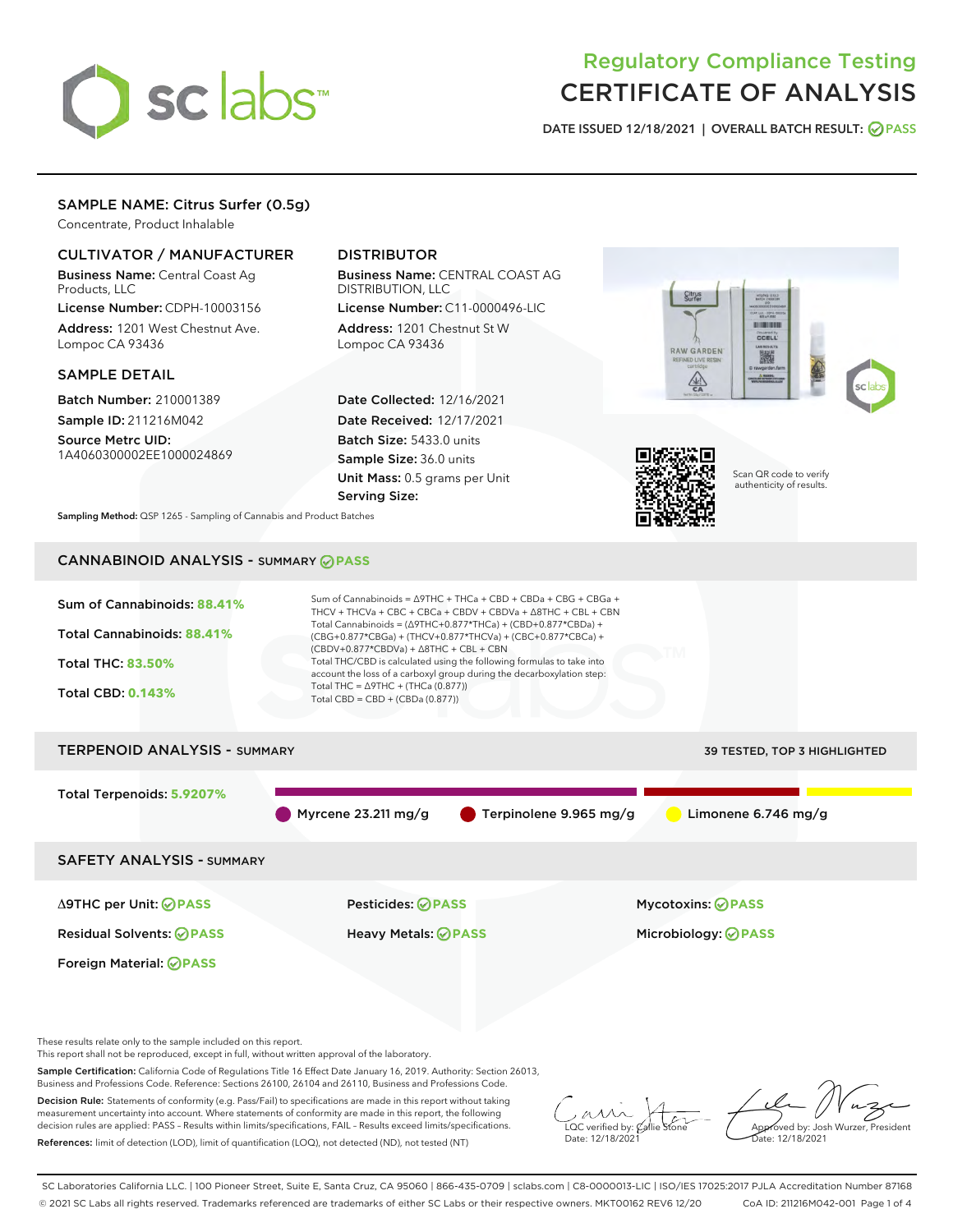# Regulatory Compliance Testing
# CERTIFICATE OF ANALYSIS

DATE ISSUED 12/18/2021 | OVERALL BATCH RESULT: PASS

## SAMPLE NAME: Citrus Surfer (0.5g)

Concentrate, Product Inhalable

### CULTIVATOR / MANUFACTURER

**Business Name:** Central Coast Ag Products, LLC

**License Number:** CDPH-10003156

**Address:** 1201 West Chestnut Ave. Lompoc CA 93436

### DISTRIBUTOR

**Business Name:** CENTRAL COAST AG DISTRIBUTION, LLC

**License Number:** C11-0000496-LIC

**Address:** 1201 Chestnut St W Lompoc CA 93436

### SAMPLE DETAIL

**Batch Number:** 210001389

**Sample ID:** 211216M042

**Source Metrc UID:** 1A4060300002EE1000024869

**Date Collected:** 12/16/2021

**Date Received:** 12/17/2021

**Batch Size:** 5433.0 units

**Sample Size:** 36.0 units

**Unit Mass:** 0.5 grams per Unit

**Serving Size:**

Scan QR code to verify authenticity of results.

**Sampling Method:** QSP 1265 - Sampling of Cannabis and Product Batches

## CANNABINOID ANALYSIS - SUMMARY PASS

Sum of Cannabinoids: **88.41%**

Total Cannabinoids: **88.41%**

Total THC: **83.50%**

Total CBD: **0.143%**

Sum of Cannabinoids = Δ9THC + THCa + CBD + CBDa + CBG + CBGa + THCV + THCVa + CBC + CBCa + CBDV + CBDVa + Δ8THC + CBL + CBN

Total Cannabinoids = (Δ9THC+0.877*THCa) + (CBD+0.877*CBDa) + (CBG+0.877*CBGa) + (THCV+0.877*THCVa) + (CBC+0.877*CBCa) + (CBDV+0.877*CBDVa) + Δ8THC + CBL + CBN

Total THC/CBD is calculated using the following formulas to take into account the loss of a carboxyl group during the decarboxylation step:

Total THC = Δ9THC + (THCa (0.877))

Total CBD = CBD + (CBDa (0.877))

## TERPENOID ANALYSIS - SUMMARY

39 TESTED, TOP 3 HIGHLIGHTED

Total Terpenoids: **5.9207%**

Myrcene 23.211 mg/g | Terpinolene 9.965 mg/g | Limonene 6.746 mg/g

## SAFETY ANALYSIS - SUMMARY

| | | |
|---|---|---|
| Δ9THC per Unit: PASS | Pesticides: PASS | Mycotoxins: PASS |
| Residual Solvents: PASS | Heavy Metals: PASS | Microbiology: PASS |
| Foreign Material: PASS | | |

These results relate only to the sample included on this report.
This report shall not be reproduced, except in full, without written approval of the laboratory.

**Sample Certification:** California Code of Regulations Title 16 Effect Date January 16, 2019. Authority: Section 26013, Business and Professions Code. Reference: Sections 26100, 26104 and 26110, Business and Professions Code.

**Decision Rule:** Statements of conformity (e.g. Pass/Fail) to specifications are made in this report without taking measurement uncertainty into account. Where statements of conformity are made in this report, the following decision rules are applied: PASS – Results within limits/specifications, FAIL – Results exceed limits/specifications.

**References:** limit of detection (LOD), limit of quantification (LOQ), not detected (ND), not tested (NT)

LQC verified by: Callie Stone
Date: 12/18/2021

Approved by: Josh Wurzer, President
Date: 12/18/2021

SC Laboratories California LLC. | 100 Pioneer Street, Suite E, Santa Cruz, CA 95060 | 866-435-0709 | sclabs.com | C8-0000013-LIC | ISO/IES 17025:2017 PJLA Accreditation Number 87168
© 2021 SC Labs all rights reserved. Trademarks referenced are trademarks of either SC Labs or their respective owners. MKT00162 REV6 12/20 CoA ID: 211216M042-001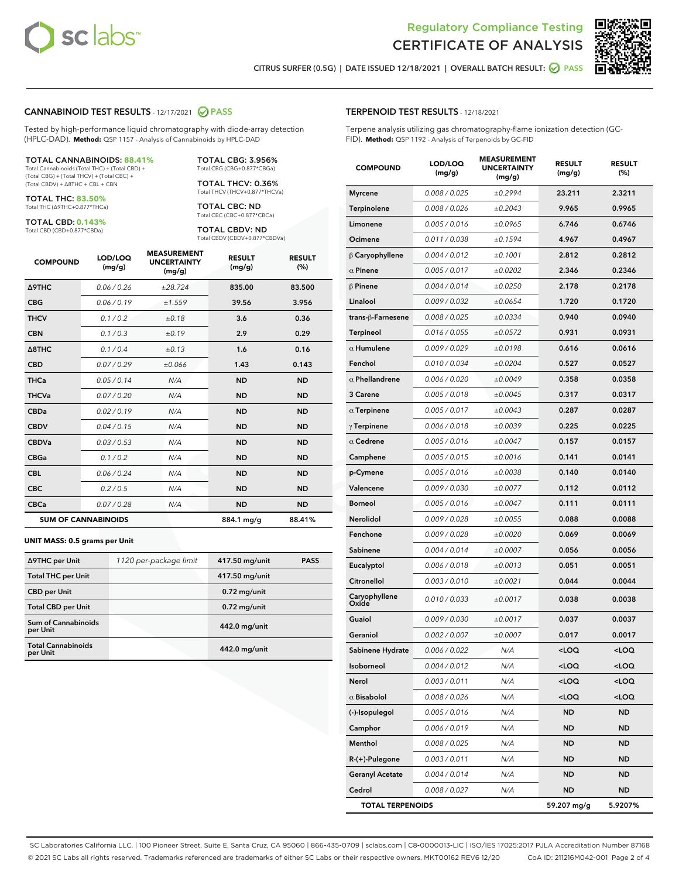# Regulatory Compliance Testing
## CERTIFICATE OF ANALYSIS

CITRUS SURFER (0.5G) | DATE ISSUED 12/18/2021 | OVERALL BATCH RESULT: PASS

## CANNABINOID TEST RESULTS - 12/17/2021 PASS

Tested by high-performance liquid chromatography with diode-array detection (HPLC-DAD). **Method:** QSP 1157 - Analysis of Cannabinoids by HPLC-DAD

**TOTAL CANNABINOIDS: 88.41%**
Total Cannabinoids (Total THC) + (Total CBD) + (Total CBG) + (Total THCV) + (Total CBC) + (Total CBDV) + Δ8THC + CBL + CBN

**TOTAL THC: 83.50%**
Total THC (Δ9THC+0.877*THCa)

**TOTAL CBD: 0.143%**
Total CBD (CBD+0.877*CBDa)

**TOTAL CBG: 3.956%**
Total CBG (CBG+0.877*CBGa)

**TOTAL THCV: 0.36%**
Total THCV (THCV+0.877*THCVa)

**TOTAL CBC: ND**
Total CBC (CBC+0.877*CBCa)

**TOTAL CBDV: ND**
Total CBDV (CBDV+0.877*CBDVa)

| COMPOUND | LOD/LOQ (mg/g) | MEASUREMENT UNCERTAINTY (mg/g) | RESULT (mg/g) | RESULT (%) |
|---|---|---|---|---|
| Δ9THC | 0.06 / 0.26 | ±28.724 | 835.00 | 83.500 |
| CBG | 0.06 / 0.19 | ±1.559 | 39.56 | 3.956 |
| THCV | 0.1 / 0.2 | ±0.18 | 3.6 | 0.36 |
| CBN | 0.1 / 0.3 | ±0.19 | 2.9 | 0.29 |
| Δ8THC | 0.1 / 0.4 | ±0.13 | 1.6 | 0.16 |
| CBD | 0.07 / 0.29 | ±0.066 | 1.43 | 0.143 |
| THCa | 0.05 / 0.14 | N/A | ND | ND |
| THCVa | 0.07 / 0.20 | N/A | ND | ND |
| CBDa | 0.02 / 0.19 | N/A | ND | ND |
| CBDV | 0.04 / 0.15 | N/A | ND | ND |
| CBDVa | 0.03 / 0.53 | N/A | ND | ND |
| CBGa | 0.1 / 0.2 | N/A | ND | ND |
| CBL | 0.06 / 0.24 | N/A | ND | ND |
| CBC | 0.2 / 0.5 | N/A | ND | ND |
| CBCa | 0.07 / 0.28 | N/A | ND | ND |
| **SUM OF CANNABINOIDS** | | | 884.1 mg/g | 88.41% |

**UNIT MASS: 0.5 grams per Unit**

| | | | |
|---|---|---|---|
| Δ9THC per Unit | 1120 per-package limit | 417.50 mg/unit | PASS |
| Total THC per Unit | | 417.50 mg/unit | |
| CBD per Unit | | 0.72 mg/unit | |
| Total CBD per Unit | | 0.72 mg/unit | |
| Sum of Cannabinoids per Unit | | 442.0 mg/unit | |
| Total Cannabinoids per Unit | | 442.0 mg/unit | |

## TERPENOID TEST RESULTS - 12/18/2021

Terpene analysis utilizing gas chromatography-flame ionization detection (GC-FID). **Method:** QSP 1192 - Analysis of Terpenoids by GC-FID

| COMPOUND | LOD/LOQ (mg/g) | MEASUREMENT UNCERTAINTY (mg/g) | RESULT (mg/g) | RESULT (%) |
|---|---|---|---|---|
| Myrcene | 0.008 / 0.025 | ±0.2994 | 23.211 | 2.3211 |
| Terpinolene | 0.008 / 0.026 | ±0.2043 | 9.965 | 0.9965 |
| Limonene | 0.005 / 0.016 | ±0.0965 | 6.746 | 0.6746 |
| Ocimene | 0.011 / 0.038 | ±0.1594 | 4.967 | 0.4967 |
| β Caryophyllene | 0.004 / 0.012 | ±0.1001 | 2.812 | 0.2812 |
| α Pinene | 0.005 / 0.017 | ±0.0202 | 2.346 | 0.2346 |
| β Pinene | 0.004 / 0.014 | ±0.0250 | 2.178 | 0.2178 |
| Linalool | 0.009 / 0.032 | ±0.0654 | 1.720 | 0.1720 |
| trans-β-Farnesene | 0.008 / 0.025 | ±0.0334 | 0.940 | 0.0940 |
| Terpineol | 0.016 / 0.055 | ±0.0572 | 0.931 | 0.0931 |
| α Humulene | 0.009 / 0.029 | ±0.0198 | 0.616 | 0.0616 |
| Fenchol | 0.010 / 0.034 | ±0.0204 | 0.527 | 0.0527 |
| α Phellandrene | 0.006 / 0.020 | ±0.0049 | 0.358 | 0.0358 |
| 3 Carene | 0.005 / 0.018 | ±0.0045 | 0.317 | 0.0317 |
| α Terpinene | 0.005 / 0.017 | ±0.0043 | 0.287 | 0.0287 |
| γ Terpinene | 0.006 / 0.018 | ±0.0039 | 0.225 | 0.0225 |
| α Cedrene | 0.005 / 0.016 | ±0.0047 | 0.157 | 0.0157 |
| Camphene | 0.005 / 0.015 | ±0.0016 | 0.141 | 0.0141 |
| p-Cymene | 0.005 / 0.016 | ±0.0038 | 0.140 | 0.0140 |
| Valencene | 0.009 / 0.030 | ±0.0077 | 0.112 | 0.0112 |
| Borneol | 0.005 / 0.016 | ±0.0047 | 0.111 | 0.0111 |
| Nerolidol | 0.009 / 0.028 | ±0.0055 | 0.088 | 0.0088 |
| Fenchone | 0.009 / 0.028 | ±0.0020 | 0.069 | 0.0069 |
| Sabinene | 0.004 / 0.014 | ±0.0007 | 0.056 | 0.0056 |
| Eucalyptol | 0.006 / 0.018 | ±0.0013 | 0.051 | 0.0051 |
| Citronellol | 0.003 / 0.010 | ±0.0021 | 0.044 | 0.0044 |
| Caryophyllene Oxide | 0.010 / 0.033 | ±0.0017 | 0.038 | 0.0038 |
| Guaiol | 0.009 / 0.030 | ±0.0017 | 0.037 | 0.0037 |
| Geraniol | 0.002 / 0.007 | ±0.0007 | 0.017 | 0.0017 |
| Sabinene Hydrate | 0.006 / 0.022 | N/A | <LOQ | <LOQ |
| Isoborneol | 0.004 / 0.012 | N/A | <LOQ | <LOQ |
| Nerol | 0.003 / 0.011 | N/A | <LOQ | <LOQ |
| α Bisabolol | 0.008 / 0.026 | N/A | <LOQ | <LOQ |
| (-)-Isopulegol | 0.005 / 0.016 | N/A | ND | ND |
| Camphor | 0.006 / 0.019 | N/A | ND | ND |
| Menthol | 0.008 / 0.025 | N/A | ND | ND |
| R-(+)-Pulegone | 0.003 / 0.011 | N/A | ND | ND |
| Geranyl Acetate | 0.004 / 0.014 | N/A | ND | ND |
| Cedrol | 0.008 / 0.027 | N/A | ND | ND |
| **TOTAL TERPENOIDS** | | | 59.207 mg/g | 5.9207% |

SC Laboratories California LLC. | 100 Pioneer Street, Suite E, Santa Cruz, CA 95060 | 866-435-0709 | sclabs.com | C8-0000013-LIC | ISO/IES 17025:2017 PJLA Accreditation Number 87168
© 2021 SC Labs all rights reserved. Trademarks referenced are trademarks of either SC Labs or their respective owners. MKT00162 REV6 12/20 CoA ID: 211216M042-001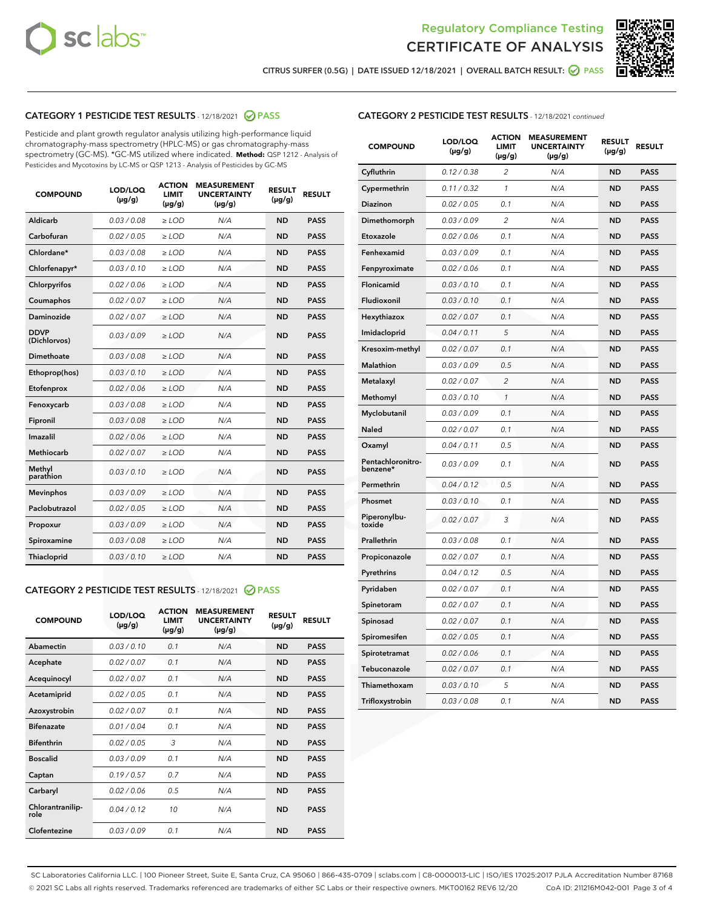Regulatory Compliance Testing
CERTIFICATE OF ANALYSIS

CITRUS SURFER (0.5G) | DATE ISSUED 12/18/2021 | OVERALL BATCH RESULT: PASS

## CATEGORY 1 PESTICIDE TEST RESULTS - 12/18/2021 PASS

Pesticide and plant growth regulator analysis utilizing high-performance liquid chromatography-mass spectrometry (HPLC-MS) or gas chromatography-mass spectrometry (GC-MS). *GC-MS utilized where indicated. **Method:** QSP 1212 - Analysis of Pesticides and Mycotoxins by LC-MS or QSP 1213 - Analysis of Pesticides by GC-MS

| COMPOUND | LOD/LOQ (µg/g) | ACTION LIMIT (µg/g) | MEASUREMENT UNCERTAINTY (µg/g) | RESULT (µg/g) | RESULT |
|---|---|---|---|---|---|
| Aldicarb | 0.03 / 0.08 | ≥ LOD | N/A | ND | PASS |
| Carbofuran | 0.02 / 0.05 | ≥ LOD | N/A | ND | PASS |
| Chlordane* | 0.03 / 0.08 | ≥ LOD | N/A | ND | PASS |
| Chlorfenapyr* | 0.03 / 0.10 | ≥ LOD | N/A | ND | PASS |
| Chlorpyrifos | 0.02 / 0.06 | ≥ LOD | N/A | ND | PASS |
| Coumaphos | 0.02 / 0.07 | ≥ LOD | N/A | ND | PASS |
| Daminozide | 0.02 / 0.07 | ≥ LOD | N/A | ND | PASS |
| DDVP (Dichlorvos) | 0.03 / 0.09 | ≥ LOD | N/A | ND | PASS |
| Dimethoate | 0.03 / 0.08 | ≥ LOD | N/A | ND | PASS |
| Ethoprop(hos) | 0.03 / 0.10 | ≥ LOD | N/A | ND | PASS |
| Etofenprox | 0.02 / 0.06 | ≥ LOD | N/A | ND | PASS |
| Fenoxycarb | 0.03 / 0.08 | ≥ LOD | N/A | ND | PASS |
| Fipronil | 0.03 / 0.08 | ≥ LOD | N/A | ND | PASS |
| Imazalil | 0.02 / 0.06 | ≥ LOD | N/A | ND | PASS |
| Methiocarb | 0.02 / 0.07 | ≥ LOD | N/A | ND | PASS |
| Methyl parathion | 0.03 / 0.10 | ≥ LOD | N/A | ND | PASS |
| Mevinphos | 0.03 / 0.09 | ≥ LOD | N/A | ND | PASS |
| Paclobutrazol | 0.02 / 0.05 | ≥ LOD | N/A | ND | PASS |
| Propoxur | 0.03 / 0.09 | ≥ LOD | N/A | ND | PASS |
| Spiroxamine | 0.03 / 0.08 | ≥ LOD | N/A | ND | PASS |
| Thiacloprid | 0.03 / 0.10 | ≥ LOD | N/A | ND | PASS |

## CATEGORY 2 PESTICIDE TEST RESULTS - 12/18/2021 PASS

| COMPOUND | LOD/LOQ (µg/g) | ACTION LIMIT (µg/g) | MEASUREMENT UNCERTAINTY (µg/g) | RESULT (µg/g) | RESULT |
|---|---|---|---|---|---|
| Abamectin | 0.03 / 0.10 | 0.1 | N/A | ND | PASS |
| Acephate | 0.02 / 0.07 | 0.1 | N/A | ND | PASS |
| Acequinocyl | 0.02 / 0.07 | 0.1 | N/A | ND | PASS |
| Acetamiprid | 0.02 / 0.05 | 0.1 | N/A | ND | PASS |
| Azoxystrobin | 0.02 / 0.07 | 0.1 | N/A | ND | PASS |
| Bifenazate | 0.01 / 0.04 | 0.1 | N/A | ND | PASS |
| Bifenthrin | 0.02 / 0.05 | 3 | N/A | ND | PASS |
| Boscalid | 0.03 / 0.09 | 0.1 | N/A | ND | PASS |
| Captan | 0.19 / 0.57 | 0.7 | N/A | ND | PASS |
| Carbaryl | 0.02 / 0.06 | 0.5 | N/A | ND | PASS |
| Chlorantraniliprole | 0.04 / 0.12 | 10 | N/A | ND | PASS |
| Clofentezine | 0.03 / 0.09 | 0.1 | N/A | ND | PASS |
| Cyfluthrin | 0.12 / 0.38 | 2 | N/A | ND | PASS |
| Cypermethrin | 0.11 / 0.32 | 1 | N/A | ND | PASS |
| Diazinon | 0.02 / 0.05 | 0.1 | N/A | ND | PASS |
| Dimethomorph | 0.03 / 0.09 | 2 | N/A | ND | PASS |
| Etoxazole | 0.02 / 0.06 | 0.1 | N/A | ND | PASS |
| Fenhexamid | 0.03 / 0.09 | 0.1 | N/A | ND | PASS |
| Fenpyroximate | 0.02 / 0.06 | 0.1 | N/A | ND | PASS |
| Flonicamid | 0.03 / 0.10 | 0.1 | N/A | ND | PASS |
| Fludioxonil | 0.03 / 0.10 | 0.1 | N/A | ND | PASS |
| Hexythiazox | 0.02 / 0.07 | 0.1 | N/A | ND | PASS |
| Imidacloprid | 0.04 / 0.11 | 5 | N/A | ND | PASS |
| Kresoxim-methyl | 0.02 / 0.07 | 0.1 | N/A | ND | PASS |
| Malathion | 0.03 / 0.09 | 0.5 | N/A | ND | PASS |
| Metalaxyl | 0.02 / 0.07 | 2 | N/A | ND | PASS |
| Methomyl | 0.03 / 0.10 | 1 | N/A | ND | PASS |
| Myclobutanil | 0.03 / 0.09 | 0.1 | N/A | ND | PASS |
| Naled | 0.02 / 0.07 | 0.1 | N/A | ND | PASS |
| Oxamyl | 0.04 / 0.11 | 0.5 | N/A | ND | PASS |
| Pentachloronitrobenzene* | 0.03 / 0.09 | 0.1 | N/A | ND | PASS |
| Permethrin | 0.04 / 0.12 | 0.5 | N/A | ND | PASS |
| Phosmet | 0.03 / 0.10 | 0.1 | N/A | ND | PASS |
| Piperonylbutoxide | 0.02 / 0.07 | 3 | N/A | ND | PASS |
| Prallethrin | 0.03 / 0.08 | 0.1 | N/A | ND | PASS |
| Propiconazole | 0.02 / 0.07 | 0.1 | N/A | ND | PASS |
| Pyrethrins | 0.04 / 0.12 | 0.5 | N/A | ND | PASS |
| Pyridaben | 0.02 / 0.07 | 0.1 | N/A | ND | PASS |
| Spinetoram | 0.02 / 0.07 | 0.1 | N/A | ND | PASS |
| Spinosad | 0.02 / 0.07 | 0.1 | N/A | ND | PASS |
| Spiromesifen | 0.02 / 0.05 | 0.1 | N/A | ND | PASS |
| Spirotetramat | 0.02 / 0.06 | 0.1 | N/A | ND | PASS |
| Tebuconazole | 0.02 / 0.07 | 0.1 | N/A | ND | PASS |
| Thiamethoxam | 0.03 / 0.10 | 5 | N/A | ND | PASS |
| Trifloxystrobin | 0.03 / 0.08 | 0.1 | N/A | ND | PASS |

SC Laboratories California LLC. | 100 Pioneer Street, Suite E, Santa Cruz, CA 95060 | 866-435-0709 | sclabs.com | C8-0000013-LIC | ISO/IES 17025:2017 PJLA Accreditation Number 87168
© 2021 SC Labs all rights reserved. Trademarks referenced are trademarks of either SC Labs or their respective owners. MKT00162 REV6 12/20 CoA ID: 211216M042-001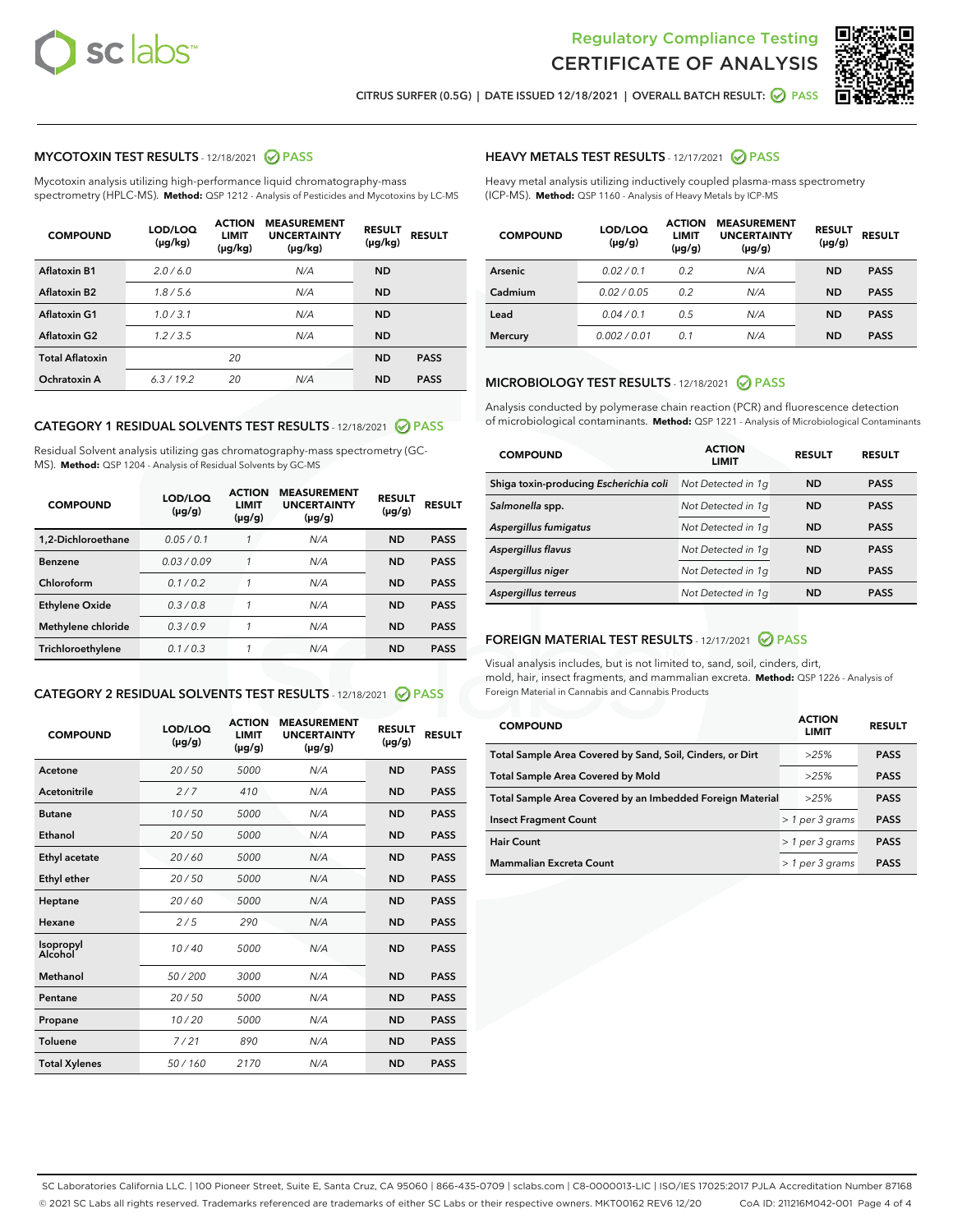Regulatory Compliance Testing
CERTIFICATE OF ANALYSIS

CITRUS SURFER (0.5G) | DATE ISSUED 12/18/2021 | OVERALL BATCH RESULT: PASS

## MYCOTOXIN TEST RESULTS - 12/18/2021 PASS

Mycotoxin analysis utilizing high-performance liquid chromatography-mass spectrometry (HPLC-MS). **Method:** QSP 1212 - Analysis of Pesticides and Mycotoxins by LC-MS

| COMPOUND | LOD/LOQ (µg/kg) | ACTION LIMIT (µg/kg) | MEASUREMENT UNCERTAINTY (µg/kg) | RESULT (µg/kg) | RESULT |
|---|---|---|---|---|---|
| Aflatoxin B1 | 2.0 / 6.0 | | N/A | ND | |
| Aflatoxin B2 | 1.8 / 5.6 | | N/A | ND | |
| Aflatoxin G1 | 1.0 / 3.1 | | N/A | ND | |
| Aflatoxin G2 | 1.2 / 3.5 | | N/A | ND | |
| Total Aflatoxin | | 20 | | ND | PASS |
| Ochratoxin A | 6.3 / 19.2 | 20 | N/A | ND | PASS |

## CATEGORY 1 RESIDUAL SOLVENTS TEST RESULTS - 12/18/2021 PASS

Residual Solvent analysis utilizing gas chromatography-mass spectrometry (GC-MS). **Method:** QSP 1204 - Analysis of Residual Solvents by GC-MS

| COMPOUND | LOD/LOQ (µg/g) | ACTION LIMIT (µg/g) | MEASUREMENT UNCERTAINTY (µg/g) | RESULT (µg/g) | RESULT |
|---|---|---|---|---|---|
| 1,2-Dichloroethane | 0.05 / 0.1 | 1 | N/A | ND | PASS |
| Benzene | 0.03 / 0.09 | 1 | N/A | ND | PASS |
| Chloroform | 0.1 / 0.2 | 1 | N/A | ND | PASS |
| Ethylene Oxide | 0.3 / 0.8 | 1 | N/A | ND | PASS |
| Methylene chloride | 0.3 / 0.9 | 1 | N/A | ND | PASS |
| Trichloroethylene | 0.1 / 0.3 | 1 | N/A | ND | PASS |

## CATEGORY 2 RESIDUAL SOLVENTS TEST RESULTS - 12/18/2021 PASS

| COMPOUND | LOD/LOQ (µg/g) | ACTION LIMIT (µg/g) | MEASUREMENT UNCERTAINTY (µg/g) | RESULT (µg/g) | RESULT |
|---|---|---|---|---|---|
| Acetone | 20 / 50 | 5000 | N/A | ND | PASS |
| Acetonitrile | 2 / 7 | 410 | N/A | ND | PASS |
| Butane | 10 / 50 | 5000 | N/A | ND | PASS |
| Ethanol | 20 / 50 | 5000 | N/A | ND | PASS |
| Ethyl acetate | 20 / 60 | 5000 | N/A | ND | PASS |
| Ethyl ether | 20 / 50 | 5000 | N/A | ND | PASS |
| Heptane | 20 / 60 | 5000 | N/A | ND | PASS |
| Hexane | 2 / 5 | 290 | N/A | ND | PASS |
| Isopropyl Alcohol | 10 / 40 | 5000 | N/A | ND | PASS |
| Methanol | 50 / 200 | 3000 | N/A | ND | PASS |
| Pentane | 20 / 50 | 5000 | N/A | ND | PASS |
| Propane | 10 / 20 | 5000 | N/A | ND | PASS |
| Toluene | 7 / 21 | 890 | N/A | ND | PASS |
| Total Xylenes | 50 / 160 | 2170 | N/A | ND | PASS |

## HEAVY METALS TEST RESULTS - 12/17/2021 PASS

Heavy metal analysis utilizing inductively coupled plasma-mass spectrometry (ICP-MS). **Method:** QSP 1160 - Analysis of Heavy Metals by ICP-MS

| COMPOUND | LOD/LOQ (µg/g) | ACTION LIMIT (µg/g) | MEASUREMENT UNCERTAINTY (µg/g) | RESULT (µg/g) | RESULT |
|---|---|---|---|---|---|
| Arsenic | 0.02 / 0.1 | 0.2 | N/A | ND | PASS |
| Cadmium | 0.02 / 0.05 | 0.2 | N/A | ND | PASS |
| Lead | 0.04 / 0.1 | 0.5 | N/A | ND | PASS |
| Mercury | 0.002 / 0.01 | 0.1 | N/A | ND | PASS |

## MICROBIOLOGY TEST RESULTS - 12/18/2021 PASS

Analysis conducted by polymerase chain reaction (PCR) and fluorescence detection of microbiological contaminants. **Method:** QSP 1221 - Analysis of Microbiological Contaminants

| COMPOUND | ACTION LIMIT | RESULT | RESULT |
|---|---|---|---|
| Shiga toxin-producing *Escherichia coli* | Not Detected in 1g | ND | PASS |
| *Salmonella* spp. | Not Detected in 1g | ND | PASS |
| *Aspergillus fumigatus* | Not Detected in 1g | ND | PASS |
| *Aspergillus flavus* | Not Detected in 1g | ND | PASS |
| *Aspergillus niger* | Not Detected in 1g | ND | PASS |
| *Aspergillus terreus* | Not Detected in 1g | ND | PASS |

## FOREIGN MATERIAL TEST RESULTS - 12/17/2021 PASS

Visual analysis includes, but is not limited to, sand, soil, cinders, dirt, mold, hair, insect fragments, and mammalian excreta. **Method:** QSP 1226 - Analysis of Foreign Material in Cannabis and Cannabis Products

| COMPOUND | ACTION LIMIT | RESULT |
|---|---|---|
| Total Sample Area Covered by Sand, Soil, Cinders, or Dirt | >25% | PASS |
| Total Sample Area Covered by Mold | >25% | PASS |
| Total Sample Area Covered by an Imbedded Foreign Material | >25% | PASS |
| Insect Fragment Count | > 1 per 3 grams | PASS |
| Hair Count | > 1 per 3 grams | PASS |
| Mammalian Excreta Count | > 1 per 3 grams | PASS |

SC Laboratories California LLC. | 100 Pioneer Street, Suite E, Santa Cruz, CA 95060 | 866-435-0709 | sclabs.com | C8-0000013-LIC | ISO/IES 17025:2017 PJLA Accreditation Number 87168
© 2021 SC Labs all rights reserved. Trademarks referenced are trademarks of either SC Labs or their respective owners. MKT00162 REV6 12/20 CoA ID: 211216M042-001